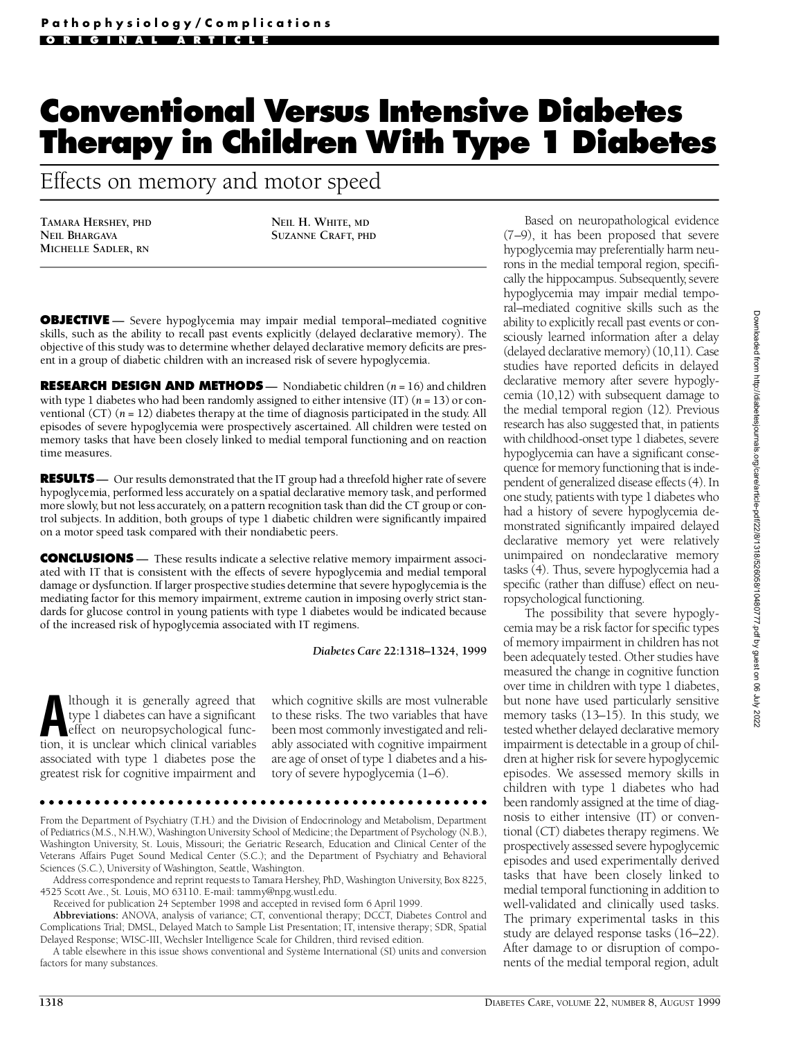Pathophysiology/Complications

ORIGINAL ARTICLE

# Conventional Versus Intensive Diabetes Therapy in Children With Type 1 Diabetes

## Effects on memory and motor speed

TAMARA HERSHEY, PHD
NEIL BHARGAVA
MICHELLE SADLER, RN
NEIL H. WHITE, MD
SUZANNE CRAFT, PHD

**OBJECTIVE** — Severe hypoglycemia may impair medial temporal–mediated cognitive skills, such as the ability to recall past events explicitly (delayed declarative memory). The objective of this study was to determine whether delayed declarative memory deficits are present in a group of diabetic children with an increased risk of severe hypoglycemia.

**RESEARCH DESIGN AND METHODS** — Nondiabetic children ($n = 16$) and children with type 1 diabetes who had been randomly assigned to either intensive (IT) ($n = 13$) or conventional (CT) ($n = 12$) diabetes therapy at the time of diagnosis participated in the study. All episodes of severe hypoglycemia were prospectively ascertained. All children were tested on memory tasks that have been closely linked to medial temporal functioning and on reaction time measures.

**RESULTS** — Our results demonstrated that the IT group had a threefold higher rate of severe hypoglycemia, performed less accurately on a spatial declarative memory task, and performed more slowly, but not less accurately, on a pattern recognition task than did the CT group or control subjects. In addition, both groups of type 1 diabetic children were significantly impaired on a motor speed task compared with their nondiabetic peers.

**CONCLUSIONS** — These results indicate a selective relative memory impairment associated with IT that is consistent with the effects of severe hypoglycemia and medial temporal damage or dysfunction. If larger prospective studies determine that severe hypoglycemia is the mediating factor for this memory impairment, extreme caution in imposing overly strict standards for glucose control in young patients with type 1 diabetes would be indicated because of the increased risk of hypoglycemia associated with IT regimens.

*Diabetes Care* 22:1318–1324, 1999

Although it is generally agreed that type 1 diabetes can have a significant effect on neuropsychological function, it is unclear which clinical variables associated with type 1 diabetes pose the greatest risk for cognitive impairment and which cognitive skills are most vulnerable to these risks. The two variables that have been most commonly investigated and reliably associated with cognitive impairment are age of onset of type 1 diabetes and a history of severe hypoglycemia (1–6).

Based on neuropathological evidence (7–9), it has been proposed that severe hypoglycemia may preferentially harm neurons in the medial temporal region, specifically the hippocampus. Subsequently, severe hypoglycemia may impair medial temporal–mediated cognitive skills such as the ability to explicitly recall past events or consciously learned information after a delay (delayed declarative memory) (10,11). Case studies have reported deficits in delayed declarative memory after severe hypoglycemia (10,12) with subsequent damage to the medial temporal region (12). Previous research has also suggested that, in patients with childhood-onset type 1 diabetes, severe hypoglycemia can have a significant consequence for memory functioning that is independent of generalized disease effects (4). In one study, patients with type 1 diabetes who had a history of severe hypoglycemia demonstrated significantly impaired delayed declarative memory yet were relatively unimpaired on nondeclarative memory tasks (4). Thus, severe hypoglycemia had a specific (rather than diffuse) effect on neuropsychological functioning.

The possibility that severe hypoglycemia may be a risk factor for specific types of memory impairment in children has not been adequately tested. Other studies have measured the change in cognitive function over time in children with type 1 diabetes, but none have used particularly sensitive memory tasks (13–15). In this study, we tested whether delayed declarative memory impairment is detectable in a group of children at higher risk for severe hypoglycemic episodes. We assessed memory skills in children with type 1 diabetes who had been randomly assigned at the time of diagnosis to either intensive (IT) or conventional (CT) diabetes therapy regimens. We prospectively assessed severe hypoglycemic episodes and used experimentally derived tasks that have been closely linked to medial temporal functioning in addition to well-validated and clinically used tasks. The primary experimental tasks in this study are delayed response tasks (16–22). After damage to or disruption of components of the medial temporal region, adult

From the Department of Psychiatry (T.H.) and the Division of Endocrinology and Metabolism, Department of Pediatrics (M.S., N.H.W.), Washington University School of Medicine; the Department of Psychology (N.B.), Washington University, St. Louis, Missouri; the Geriatric Research, Education and Clinical Center of the Veterans Affairs Puget Sound Medical Center (S.C.); and the Department of Psychiatry and Behavioral Sciences (S.C.), University of Washington, Seattle, Washington.

Address correspondence and reprint requests to Tamara Hershey, PhD, Washington University, Box 8225, 4525 Scott Ave., St. Louis, MO 63110. E-mail: tammy@npg.wustl.edu.

Received for publication 24 September 1998 and accepted in revised form 6 April 1999.

**Abbreviations:** ANOVA, analysis of variance; CT, conventional therapy; DCCT, Diabetes Control and Complications Trial; DMSL, Delayed Match to Sample List Presentation; IT, intensive therapy; SDR, Spatial Delayed Response; WISC-III, Wechsler Intelligence Scale for Children, third revised edition.

A table elsewhere in this issue shows conventional and Système International (SI) units and conversion factors for many substances.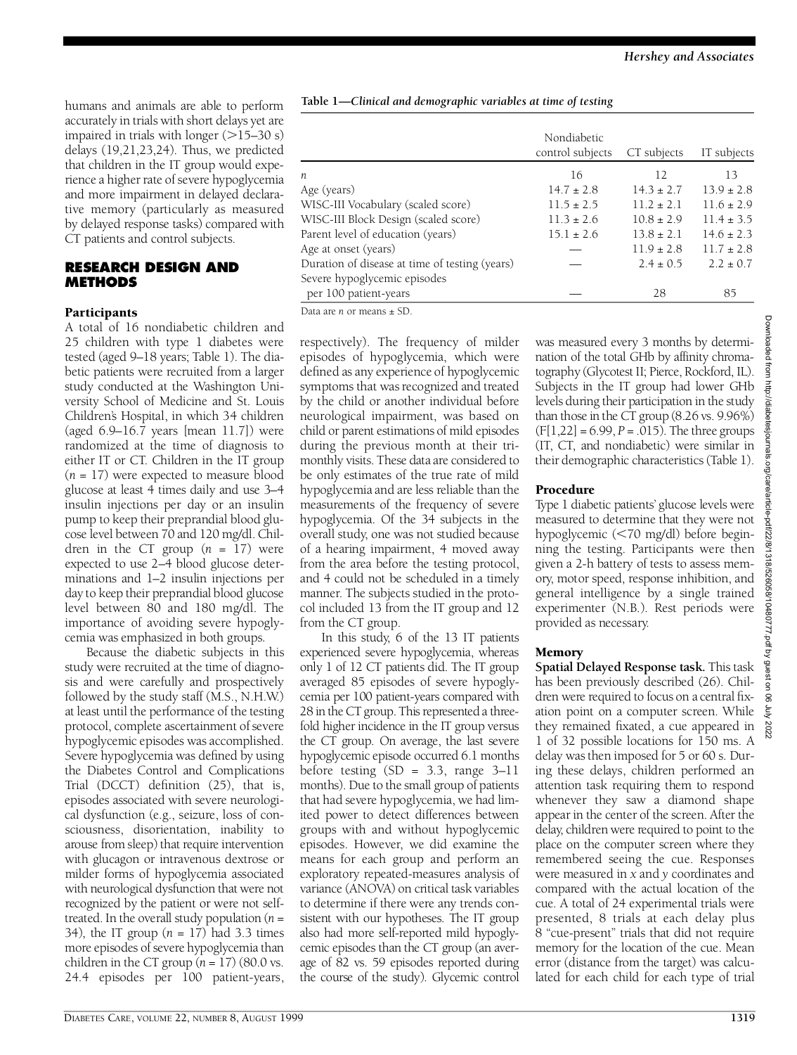humans and animals are able to perform accurately in trials with short delays yet are impaired in trials with longer (>15–30 s) delays (19,21,23,24). Thus, we predicted that children in the IT group would experience a higher rate of severe hypoglycemia and more impairment in delayed declarative memory (particularly as measured by delayed response tasks) compared with CT patients and control subjects.

## RESEARCH DESIGN AND METHODS

### Participants

A total of 16 nondiabetic children and 25 children with type 1 diabetes were tested (aged 9–18 years; Table 1). The diabetic patients were recruited from a larger study conducted at the Washington University School of Medicine and St. Louis Children's Hospital, in which 34 children (aged 6.9–16.7 years [mean 11.7]) were randomized at the time of diagnosis to either IT or CT. Children in the IT group ($n = 17$) were expected to measure blood glucose at least 4 times daily and use 3–4 insulin injections per day or an insulin pump to keep their preprandial blood glucose level between 70 and 120 mg/dl. Children in the CT group ($n = 17$) were expected to use 2–4 blood glucose determinations and 1–2 insulin injections per day to keep their preprandial blood glucose level between 80 and 180 mg/dl. The importance of avoiding severe hypoglycemia was emphasized in both groups.

Because the diabetic subjects in this study were recruited at the time of diagnosis and were carefully and prospectively followed by the study staff (M.S., N.H.W.) at least until the performance of the testing protocol, complete ascertainment of severe hypoglycemic episodes was accomplished. Severe hypoglycemia was defined by using the Diabetes Control and Complications Trial (DCCT) definition (25), that is, episodes associated with severe neurological dysfunction (e.g., seizure, loss of consciousness, disorientation, inability to arouse from sleep) that require intervention with glucagon or intravenous dextrose or milder forms of hypoglycemia associated with neurological dysfunction that were not recognized by the patient or were not self-treated. In the overall study population ($n = 34$), the IT group ($n = 17$) had 3.3 times more episodes of severe hypoglycemia than children in the CT group ($n = 17$) (80.0 vs. 24.4 episodes per 100 patient-years, respectively). The frequency of milder episodes of hypoglycemia, which were defined as any experience of hypoglycemic symptoms that was recognized and treated by the child or another individual before neurological impairment, was based on child or parent estimations of mild episodes during the previous month at their trimonthly visits. These data are considered to be only estimates of the true rate of mild hypoglycemia and are less reliable than the measurements of the frequency of severe hypoglycemia. Of the 34 subjects in the overall study, one was not studied because of a hearing impairment, 4 moved away from the area before the testing protocol, and 4 could not be scheduled in a timely manner. The subjects studied in the protocol included 13 from the IT group and 12 from the CT group.

In this study, 6 of the 13 IT patients experienced severe hypoglycemia, whereas only 1 of 12 CT patients did. The IT group averaged 85 episodes of severe hypoglycemia per 100 patient-years compared with 28 in the CT group. This represented a threefold higher incidence in the IT group versus the CT group. On average, the last severe hypoglycemic episode occurred 6.1 months before testing (SD = 3.3, range 3–11 months). Due to the small group of patients that had severe hypoglycemia, we had limited power to detect differences between groups with and without hypoglycemic episodes. However, we did examine the means for each group and perform an exploratory repeated-measures analysis of variance (ANOVA) on critical task variables to determine if there were any trends consistent with our hypotheses. The IT group also had more self-reported mild hypoglycemic episodes than the CT group (an average of 82 vs. 59 episodes reported during the course of the study). Glycemic control was measured every 3 months by determination of the total GHb by affinity chromatography (Glycotest II; Pierce, Rockford, IL). Subjects in the IT group had lower GHb levels during their participation in the study than those in the CT group (8.26 vs. 9.96%) ($F[1,22] = 6.99$, $P = .015$). The three groups (IT, CT, and nondiabetic) were similar in their demographic characteristics (Table 1).

**Table 1—*Clinical and demographic variables at time of testing***

| | Nondiabetic control subjects | CT subjects | IT subjects |
|---|---|---|---|
| $n$ | 16 | 12 | 13 |
| Age (years) | 14.7 ± 2.8 | 14.3 ± 2.7 | 13.9 ± 2.8 |
| WISC-III Vocabulary (scaled score) | 11.5 ± 2.5 | 11.2 ± 2.1 | 11.6 ± 2.9 |
| WISC-III Block Design (scaled score) | 11.3 ± 2.6 | 10.8 ± 2.9 | 11.4 ± 3.5 |
| Parent level of education (years) | 15.1 ± 2.6 | 13.8 ± 2.1 | 14.6 ± 2.3 |
| Age at onset (years) | — | 11.9 ± 2.8 | 11.7 ± 2.8 |
| Duration of disease at time of testing (years) | — | 2.4 ± 0.5 | 2.2 ± 0.7 |
| Severe hypoglycemic episodes per 100 patient-years | — | 28 | 85 |

Data are $n$ or means ± SD.

### Procedure

Type 1 diabetic patients' glucose levels were measured to determine that they were not hypoglycemic (<70 mg/dl) before beginning the testing. Participants were then given a 2-h battery of tests to assess memory, motor speed, response inhibition, and general intelligence by a single trained experimenter (N.B.). Rest periods were provided as necessary.

### Memory

**Spatial Delayed Response task.** This task has been previously described (26). Children were required to focus on a central fixation point on a computer screen. While they remained fixated, a cue appeared in 1 of 32 possible locations for 150 ms. A delay was then imposed for 5 or 60 s. During these delays, children performed an attention task requiring them to respond whenever they saw a diamond shape appear in the center of the screen. After the delay, children were required to point to the place on the computer screen where they remembered seeing the cue. Responses were measured in $x$ and $y$ coordinates and compared with the actual location of the cue. A total of 24 experimental trials were presented, 8 trials at each delay plus 8 "cue-present" trials that did not require memory for the location of the cue. Mean error (distance from the target) was calculated for each child for each type of trial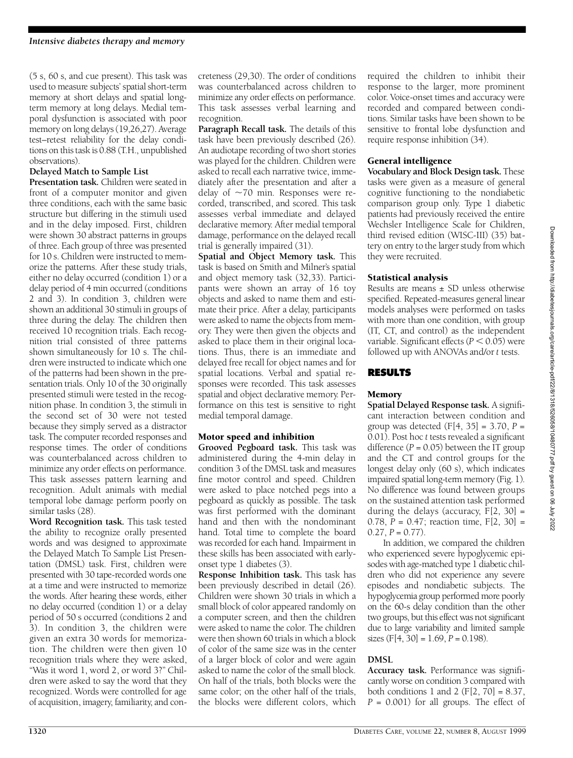(5 s, 60 s, and cue present). This task was used to measure subjects' spatial short-term memory at short delays and spatial long-term memory at long delays. Medial temporal dysfunction is associated with poor memory on long delays (19,26,27). Average test–retest reliability for the delay conditions on this task is 0.88 (T.H., unpublished observations).

**Delayed Match to Sample List Presentation task.** Children were seated in front of a computer monitor and given three conditions, each with the same basic structure but differing in the stimuli used and in the delay imposed. First, children were shown 30 abstract patterns in groups of three. Each group of three was presented for 10 s. Children were instructed to memorize the patterns. After these study trials, either no delay occurred (condition 1) or a delay period of 4 min occurred (conditions 2 and 3). In condition 3, children were shown an additional 30 stimuli in groups of three during the delay. The children then received 10 recognition trials. Each recognition trial consisted of three patterns shown simultaneously for 10 s. The children were instructed to indicate which one of the patterns had been shown in the presentation trials. Only 10 of the 30 originally presented stimuli were tested in the recognition phase. In condition 3, the stimuli in the second set of 30 were not tested because they simply served as a distractor task. The computer recorded responses and response times. The order of conditions was counterbalanced across children to minimize any order effects on performance. This task assesses pattern learning and recognition. Adult animals with medial temporal lobe damage perform poorly on similar tasks (28).

**Word Recognition task.** This task tested the ability to recognize orally presented words and was designed to approximate the Delayed Match To Sample List Presentation (DMSL) task. First, children were presented with 30 tape-recorded words one at a time and were instructed to memorize the words. After hearing these words, either no delay occurred (condition 1) or a delay period of 50 s occurred (conditions 2 and 3). In condition 3, the children were given an extra 30 words for memorization. The children were then given 10 recognition trials where they were asked, "Was it word 1, word 2, or word 3?" Children were asked to say the word that they recognized. Words were controlled for age of acquisition, imagery, familiarity, and concreteness (29,30). The order of conditions was counterbalanced across children to minimize any order effects on performance. This task assesses verbal learning and recognition.

**Paragraph Recall task.** The details of this task have been previously described (26). An audiotape recording of two short stories was played for the children. Children were asked to recall each narrative twice, immediately after the presentation and after a delay of ~70 min. Responses were recorded, transcribed, and scored. This task assesses verbal immediate and delayed declarative memory. After medial temporal damage, performance on the delayed recall trial is generally impaired (31).

**Spatial and Object Memory task.** This task is based on Smith and Milner's spatial and object memory task (32,33). Participants were shown an array of 16 toy objects and asked to name them and estimate their price. After a delay, participants were asked to name the objects from memory. They were then given the objects and asked to place them in their original locations. Thus, there is an immediate and delayed free recall for object names and for spatial locations. Verbal and spatial responses were recorded. This task assesses spatial and object declarative memory. Performance on this test is sensitive to right medial temporal damage.

### Motor speed and inhibition

**Grooved Pegboard task.** This task was administered during the 4-min delay in condition 3 of the DMSL task and measures fine motor control and speed. Children were asked to place notched pegs into a pegboard as quickly as possible. The task was first performed with the dominant hand and then with the nondominant hand. Total time to complete the board was recorded for each hand. Impairment in these skills has been associated with early-onset type 1 diabetes (3).

**Response Inhibition task.** This task has been previously described in detail (26). Children were shown 30 trials in which a small block of color appeared randomly on a computer screen, and then the children were asked to name the color. The children were then shown 60 trials in which a block of color of the same size was in the center of a larger block of color and were again asked to name the color of the small block. On half of the trials, both blocks were the same color; on the other half of the trials, the blocks were different colors, which required the children to inhibit their response to the larger, more prominent color. Voice-onset times and accuracy were recorded and compared between conditions. Similar tasks have been shown to be sensitive to frontal lobe dysfunction and require response inhibition (34).

### General intelligence

**Vocabulary and Block Design task.** These tasks were given as a measure of general cognitive functioning to the nondiabetic comparison group only. Type 1 diabetic patients had previously received the entire Wechsler Intelligence Scale for Children, third revised edition (WISC-III) (35) battery on entry to the larger study from which they were recruited.

### Statistical analysis

Results are means ± SD unless otherwise specified. Repeated-measures general linear models analyses were performed on tasks with more than one condition, with group (IT, CT, and control) as the independent variable. Significant effects ($P < 0.05$) were followed up with ANOVAs and/or *t* tests.

## RESULTS

### Memory

**Spatial Delayed Response task.** A significant interaction between condition and group was detected ($F[4, 35] = 3.70$, $P = 0.01$). Post hoc *t* tests revealed a significant difference ($P = 0.05$) between the IT group and the CT and control groups for the longest delay only (60 s), which indicates impaired spatial long-term memory (Fig. 1). No difference was found between groups on the sustained attention task performed during the delays (accuracy, $F[2, 30] = 0.78$, $P = 0.47$; reaction time, $F[2, 30] = 0.27$, $P = 0.77$).

In addition, we compared the children who experienced severe hypoglycemic episodes with age-matched type 1 diabetic children who did not experience any severe episodes and nondiabetic subjects. The hypoglycemia group performed more poorly on the 60-s delay condition than the other two groups, but this effect was not significant due to large variability and limited sample sizes ($F[4, 30] = 1.69$, $P = 0.198$).

### DMSL

**Accuracy task.** Performance was significantly worse on condition 3 compared with both conditions 1 and 2 ($F[2, 70] = 8.37$, $P = 0.001$) for all groups. The effect of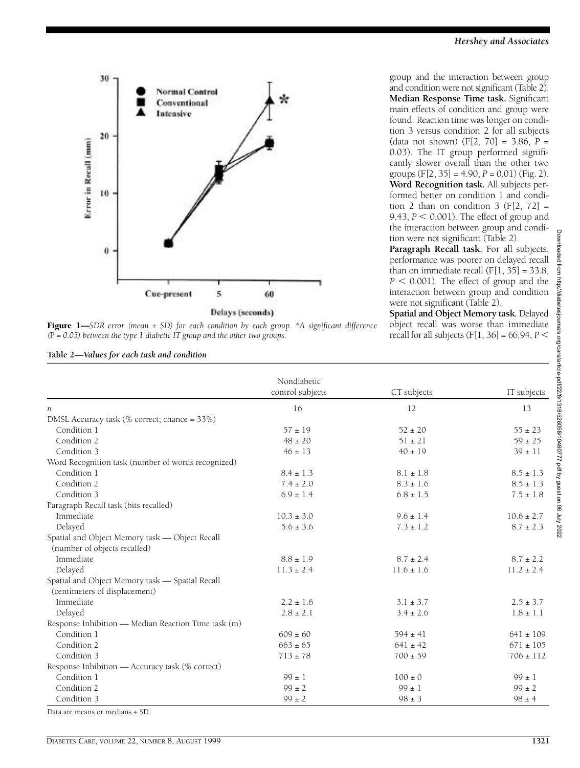**Figure 1**—*SDR error (mean ± SD) for each condition by each group. *A significant difference (P = 0.05) between the type 1 diabetic IT group and the other two groups.*

group and the interaction between group and condition were not significant (Table 2).

**Median Response Time task.** Significant main effects of condition and group were found. Reaction time was longer on condition 3 versus condition 2 for all subjects (data not shown) ($F[2, 70] = 3.86$, $P = 0.03$). The IT group performed significantly slower overall than the other two groups ($F[2, 35] = 4.90$, $P = 0.01$) (Fig. 2).

**Word Recognition task.** All subjects performed better on condition 1 and condition 2 than on condition 3 ($F[2, 72] = 9.43$, $P < 0.001$). The effect of group and the interaction between group and condition were not significant (Table 2).

**Paragraph Recall task.** For all subjects, performance was poorer on delayed recall than on immediate recall ($F[1, 35] = 33.8$, $P < 0.001$). The effect of group and the interaction between group and condition were not significant (Table 2).

**Spatial and Object Memory task.** Delayed object recall was worse than immediate recall for all subjects ($F[1, 36] = 66.94$, $P <$

**Table 2—*Values for each task and condition***

| | Nondiabetic control subjects | CT subjects | IT subjects |
|---|---|---|---|
| *n* | 16 | 12 | 13 |
| DMSL Accuracy task (% correct; chance = 33%) | | | |
| Condition 1 | 57 ± 19 | 52 ± 20 | 55 ± 23 |
| Condition 2 | 48 ± 20 | 51 ± 21 | 59 ± 25 |
| Condition 3 | 46 ± 13 | 40 ± 19 | 39 ± 11 |
| Word Recognition task (number of words recognized) | | | |
| Condition 1 | 8.4 ± 1.3 | 8.1 ± 1.8 | 8.5 ± 1.3 |
| Condition 2 | 7.4 ± 2.0 | 8.3 ± 1.6 | 8.5 ± 1.3 |
| Condition 3 | 6.9 ± 1.4 | 6.8 ± 1.5 | 7.5 ± 1.8 |
| Paragraph Recall task (bits recalled) | | | |
| Immediate | 10.3 ± 3.0 | 9.6 ± 1.4 | 10.6 ± 2.7 |
| Delayed | 5.6 ± 3.6 | 7.3 ± 1.2 | 8.7 ± 2.3 |
| Spatial and Object Memory task — Object Recall (number of objects recalled) | | | |
| Immediate | 8.8 ± 1.9 | 8.7 ± 2.4 | 8.7 ± 2.2 |
| Delayed | 11.3 ± 2.4 | 11.6 ± 1.6 | 11.2 ± 2.4 |
| Spatial and Object Memory task — Spatial Recall (centimeters of displacement) | | | |
| Immediate | 2.2 ± 1.6 | 3.1 ± 3.7 | 2.5 ± 3.7 |
| Delayed | 2.8 ± 2.1 | 3.4 ± 2.6 | 1.8 ± 1.1 |
| Response Inhibition — Median Reaction Time task (m) | | | |
| Condition 1 | 609 ± 60 | 594 ± 41 | 641 ± 109 |
| Condition 2 | 663 ± 65 | 641 ± 42 | 671 ± 105 |
| Condition 3 | 713 ± 78 | 700 ± 59 | 706 ± 112 |
| Response Inhibition — Accuracy task (% correct) | | | |
| Condition 1 | 99 ± 1 | 100 ± 0 | 99 ± 1 |
| Condition 2 | 99 ± 2 | 99 ± 1 | 99 ± 2 |
| Condition 3 | 99 ± 2 | 98 ± 3 | 98 ± 4 |

Data are means or medians ± SD.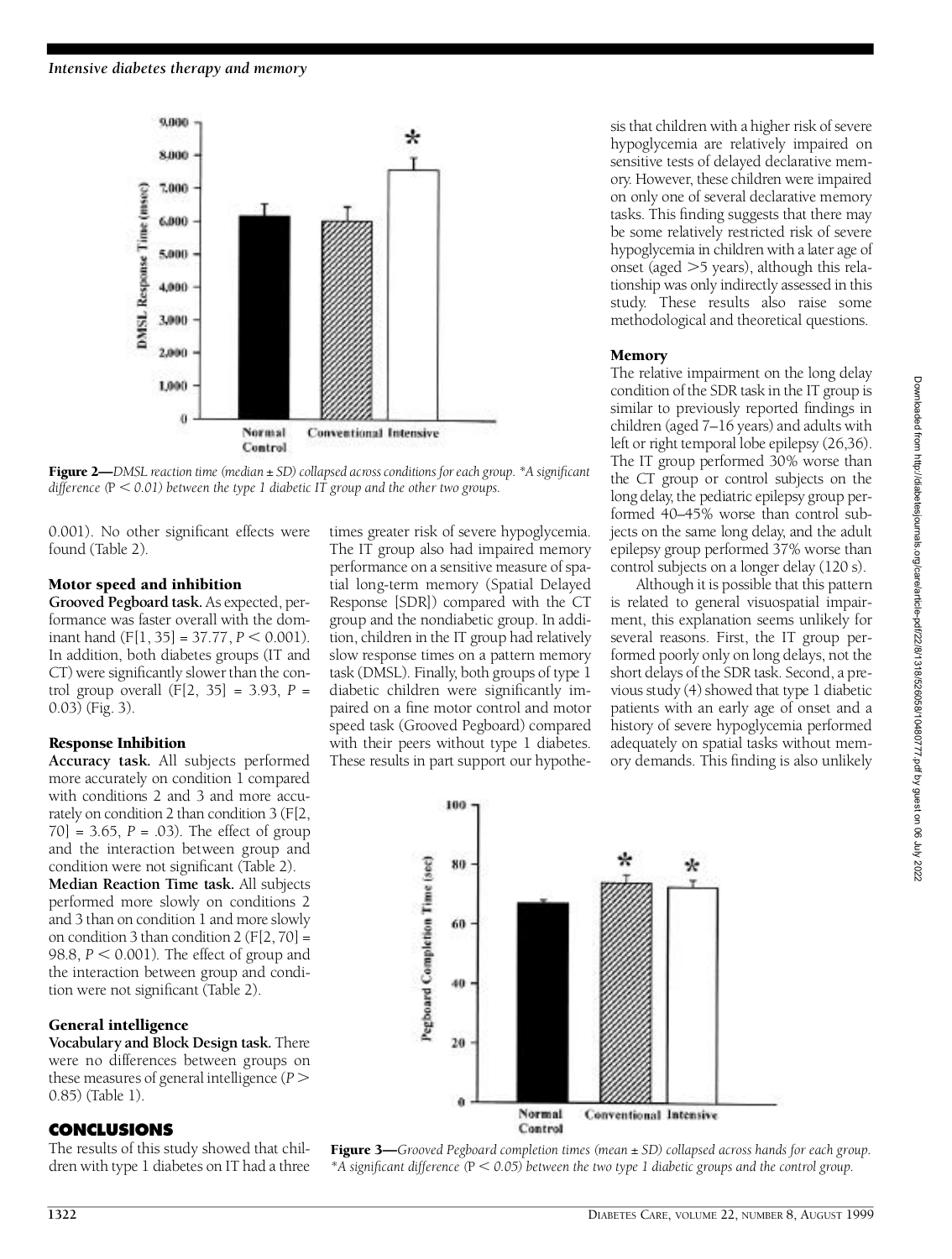**Figure 2—***DMSL reaction time (median ± SD) collapsed across conditions for each group. *A significant difference (*$P < 0.01$*) between the type 1 diabetic IT group and the other two groups.*

0.001). No other significant effects were found (Table 2).

### Motor speed and inhibition

**Grooved Pegboard task.** As expected, performance was faster overall with the dominant hand ($F[1, 35] = 37.77$, $P < 0.001$). In addition, both diabetes groups (IT and CT) were significantly slower than the control group overall ($F[2, 35] = 3.93$, $P = 0.03$) (Fig. 3).

### Response Inhibition

**Accuracy task.** All subjects performed more accurately on condition 1 compared with conditions 2 and 3 and more accurately on condition 2 than condition 3 ($F[2, 70] = 3.65$, $P = .03$). The effect of group and condition and the interaction between group and condition were not significant (Table 2).

**Median Reaction Time task.** All subjects performed more slowly on conditions 2 and 3 than on condition 1 and more slowly on condition 3 than condition 2 ($F[2, 70] = 98.8$, $P < 0.001$). The effect of group and the interaction between group and condition were not significant (Table 2).

### General intelligence

**Vocabulary and Block Design task.** There were no differences between groups on these measures of general intelligence ($P > 0.85$) (Table 1).

## CONCLUSIONS

The results of this study showed that children with type 1 diabetes on IT had a three times greater risk of severe hypoglycemia. The IT group also had impaired memory performance on a sensitive measure of spatial long-term memory (Spatial Delayed Response [SDR]) compared with the CT group and the nondiabetic group. In addition, children in the IT group had relatively slow response times on a pattern memory task (DMSL). Finally, both groups of type 1 diabetic children were significantly impaired on a fine motor control and motor speed task (Grooved Pegboard) compared with their peers without type 1 diabetes. These results in part support our hypothesis that children with a higher risk of severe hypoglycemia are relatively impaired on sensitive tests of delayed declarative memory. However, these children were impaired on only one of several declarative memory tasks. This finding suggests that there may be some relatively restricted risk of severe hypoglycemia in children with a later age of onset (aged >5 years), although this relationship was only indirectly assessed in this study. These results also raise some methodological and theoretical questions.

### Memory

The relative impairment on the long delay condition of the SDR task in the IT group is similar to previously reported findings in children (aged 7–16 years) and adults with left or right temporal lobe epilepsy (26,36). The IT group performed 30% worse than the CT group or control subjects on the long delay, the pediatric epilepsy group performed 40–45% worse than control subjects on the same long delay, and the adult epilepsy group performed 37% worse than control subjects on a longer delay (120 s).

Although it is possible that this pattern is related to general visuospatial impairment, this explanation seems unlikely for several reasons. First, the IT group performed poorly only on long delays, not the short delays of the SDR task. Second, a previous study (4) showed that type 1 diabetic patients with an early age of onset and a history of severe hypoglycemia performed adequately on spatial tasks without memory demands. This finding is also unlikely

**Figure 3—***Grooved Pegboard completion times (mean ± SD) collapsed across hands for each group. *A significant difference (*$P < 0.05$*) between the two type 1 diabetic groups and the control group.*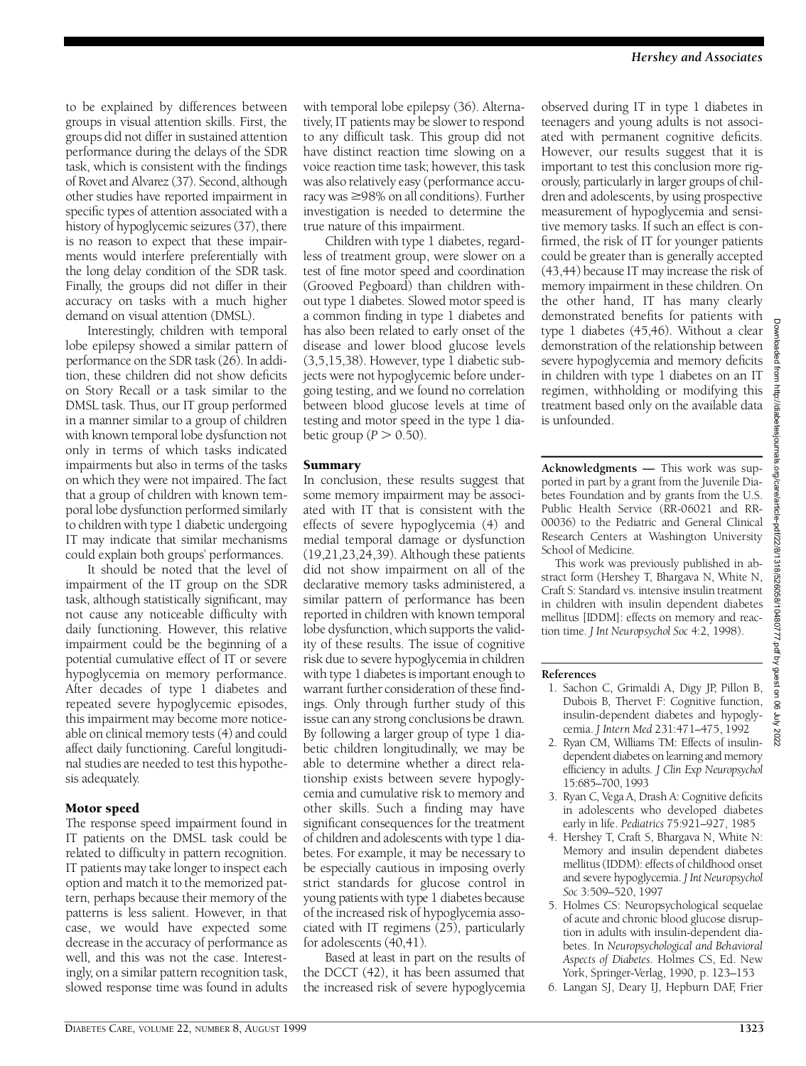to be explained by differences between groups in visual attention skills. First, the groups did not differ in sustained attention performance during the delays of the SDR task, which is consistent with the findings of Rovet and Alvarez (37). Second, although other studies have reported impairment in specific types of attention associated with a history of hypoglycemic seizures (37), there is no reason to expect that these impairments would interfere preferentially with the long delay condition of the SDR task. Finally, the groups did not differ in their accuracy on tasks with a much higher demand on visual attention (DMSL).

Interestingly, children with temporal lobe epilepsy showed a similar pattern of performance on the SDR task (26). In addition, these children did not show deficits on Story Recall or a task similar to the DMSL task. Thus, our IT group performed in a manner similar to a group of children with known temporal lobe dysfunction not only in terms of which tasks indicated impairments but also in terms of the tasks on which they were not impaired. The fact that a group of children with known temporal lobe dysfunction performed similarly to children with type 1 diabetic undergoing IT may indicate that similar mechanisms could explain both groups' performances.

It should be noted that the level of impairment of the IT group on the SDR task, although statistically significant, may not cause any noticeable difficulty with daily functioning. However, this relative impairment could be the beginning of a potential cumulative effect of IT or severe hypoglycemia on memory performance. After decades of type 1 diabetes and repeated severe hypoglycemic episodes, this impairment may become more noticeable on clinical memory tests (4) and could affect daily functioning. Careful longitudinal studies are needed to test this hypothesis adequately.

## Motor speed

The response speed impairment found in IT patients on the DMSL task could be related to difficulty in pattern recognition. IT patients may take longer to inspect each option and match it to the memorized pattern, perhaps because their memory of the patterns is less salient. However, in that case, we would have expected some decrease in the accuracy of performance as well, and this was not the case. Interestingly, on a similar pattern recognition task, slowed response time was found in adults with temporal lobe epilepsy (36). Alternatively, IT patients may be slower to respond to any difficult task. This group did not have distinct reaction time slowing on a voice reaction time task; however, this task was also relatively easy (performance accuracy was ≥98% on all conditions). Further investigation is needed to determine the true nature of this impairment.

Children with type 1 diabetes, regardless of treatment group, were slower on a test of fine motor speed and coordination (Grooved Pegboard) than children without type 1 diabetes. Slowed motor speed is a common finding in type 1 diabetes and has also been related to early onset of the disease and lower blood glucose levels (3,5,15,38). However, type 1 diabetic subjects were not hypoglycemic before undergoing testing, and we found no correlation between blood glucose levels at time of testing and motor speed in the type 1 diabetic group ($P > 0.50$).

## Summary

In conclusion, these results suggest that some memory impairment may be associated with IT that is consistent with the effects of severe hypoglycemia (4) and medial temporal damage or dysfunction (19,21,23,24,39). Although these patients did not show impairment on all of the declarative memory tasks administered, a similar pattern of performance has been reported in children with known temporal lobe dysfunction, which supports the validity of these results. The issue of cognitive risk due to severe hypoglycemia in children with type 1 diabetes is important enough to warrant further consideration of these findings. Only through further study of this issue can any strong conclusions be drawn. By following a larger group of type 1 diabetic children longitudinally, we may be able to determine whether a direct relationship exists between severe hypoglycemia and cumulative risk to memory and other skills. Such a finding may have significant consequences for the treatment of children and adolescents with type 1 diabetes. For example, it may be necessary to be especially cautious in imposing overly strict standards for glucose control in young patients with type 1 diabetes because of the increased risk of hypoglycemia associated with IT regimens (25), particularly for adolescents (40,41).

Based at least in part on the results of the DCCT (42), it has been assumed that the increased risk of severe hypoglycemia observed during IT in type 1 diabetes in teenagers and young adults is not associated with permanent cognitive deficits. However, our results suggest that it is important to test this conclusion more rigorously, particularly in larger groups of children and adolescents, by using prospective measurement of hypoglycemia and sensitive memory tasks. If such an effect is confirmed, the risk of IT for younger patients could be greater than is generally accepted (43,44) because IT may increase the risk of memory impairment in these children. On the other hand, IT has many clearly demonstrated benefits for patients with type 1 diabetes (45,46). Without a clear demonstration of the relationship between severe hypoglycemia and memory deficits in children with type 1 diabetes on an IT regimen, withholding or modifying this treatment based only on the available data is unfounded.

**Acknowledgments** — This work was supported in part by a grant from the Juvenile Diabetes Foundation and by grants from the U.S. Public Health Service (RR-06021 and RR-00036) to the Pediatric and General Clinical Research Centers at Washington University School of Medicine.

This work was previously published in abstract form (Hershey T, Bhargava N, White N, Craft S: Standard vs. intensive insulin treatment in children with insulin dependent diabetes mellitus [IDDM]: effects on memory and reaction time. *J Int Neuropsychol Soc* 4:2, 1998).

## References

1. Sachon C, Grimaldi A, Digy JP, Pillon B, Dubois B, Thervet F: Cognitive function, insulin-dependent diabetes and hypoglycemia. *J Intern Med* 231:471–475, 1992
2. Ryan CM, Williams TM: Effects of insulin-dependent diabetes on learning and memory efficiency in adults. *J Clin Exp Neuropsychol* 15:685–700, 1993
3. Ryan C, Vega A, Drash A: Cognitive deficits in adolescents who developed diabetes early in life. *Pediatrics* 75:921–927, 1985
4. Hershey T, Craft S, Bhargava N, White N: Memory and insulin dependent diabetes mellitus (IDDM): effects of childhood onset and severe hypoglycemia. *J Int Neuropsychol Soc* 3:509–520, 1997
5. Holmes CS: Neuropsychological sequelae of acute and chronic blood glucose disruption in adults with insulin-dependent diabetes. In *Neuropsychological and Behavioral Aspects of Diabetes*. Holmes CS, Ed. New York, Springer-Verlag, 1990, p. 123–153
6. Langan SJ, Deary IJ, Hepburn DAF, Frier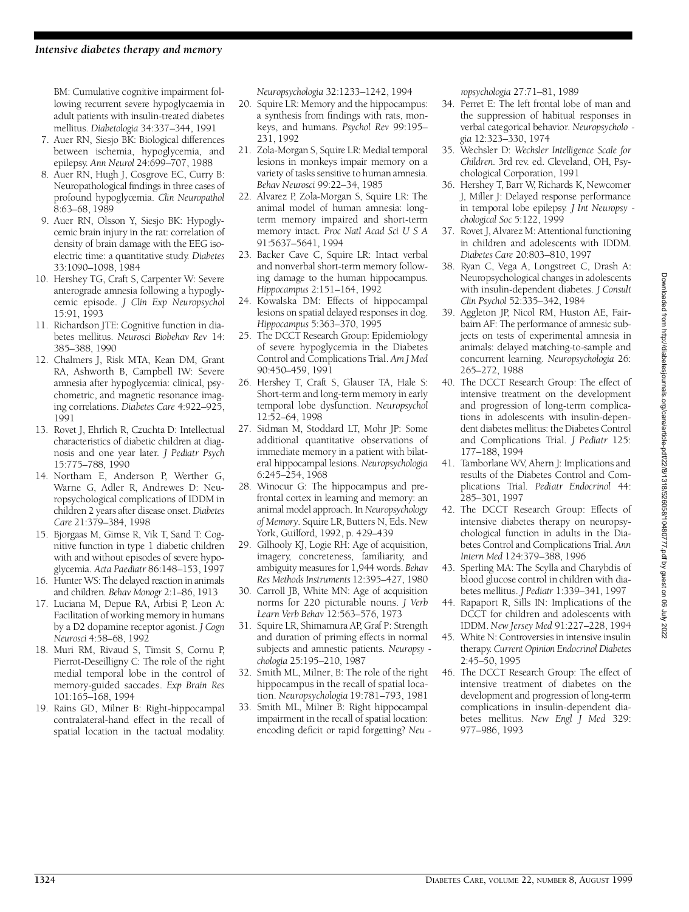BM: Cumulative cognitive impairment following recurrent severe hypoglycaemia in adult patients with insulin-treated diabetes mellitus. *Diabetologia* 34:337–344, 1991

7. Auer RN, Siesjo BK: Biological differences between ischemia, hypoglycemia, and epilepsy. *Ann Neurol* 24:699–707, 1988
8. Auer RN, Hugh J, Cosgrove EC, Curry B: Neuropathological findings in three cases of profound hypoglycemia. *Clin Neuropathol* 8:63–68, 1989
9. Auer RN, Olsson Y, Siesjo BK: Hypoglycemic brain injury in the rat: correlation of density of brain damage with the EEG isoelectric time: a quantitative study. *Diabetes* 33:1090–1098, 1984
10. Hershey TG, Craft S, Carpenter W: Severe anterograde amnesia following a hypoglycemic episode. *J Clin Exp Neuropsychol* 15:91, 1993
11. Richardson JTE: Cognitive function in diabetes mellitus. *Neurosci Biobehav Rev* 14: 385–388, 1990
12. Chalmers J, Risk MTA, Kean DM, Grant RA, Ashworth B, Campbell IW: Severe amnesia after hypoglycemia: clinical, psychometric, and magnetic resonance imaging correlations. *Diabetes Care* 4:922–925, 1991
13. Rovet J, Ehrlich R, Czuchta D: Intellectual characteristics of diabetic children at diagnosis and one year later. *J Pediatr Psych* 15:775–788, 1990
14. Northam E, Anderson P, Werther G, Warne G, Adler R, Andrewes D: Neuropsychological complications of IDDM in children 2 years after disease onset. *Diabetes Care* 21:379–384, 1998
15. Bjorgaas M, Gimse R, Vik T, Sand T: Cognitive function in type 1 diabetic children with and without episodes of severe hypoglycemia. *Acta Paediatr* 86:148–153, 1997
16. Hunter WS: The delayed reaction in animals and children. *Behav Monogr* 2:1–86, 1913
17. Luciana M, Depue RA, Arbisi P, Leon A: Facilitation of working memory in humans by a D2 dopamine receptor agonist. *J Cogn Neurosci* 4:58–68, 1992
18. Muri RM, Rivaud S, Timsit S, Cornu P, Pierrot-Deseilligny C: The role of the right medial temporal lobe in the control of memory-guided saccades. *Exp Brain Res* 101:165–168, 1994
19. Rains GD, Milner B: Right-hippocampal contralateral-hand effect in the recall of spatial location in the tactual modality. *Neuropsychologia* 32:1233–1242, 1994
20. Squire LR: Memory and the hippocampus: a synthesis from findings with rats, monkeys, and humans. *Psychol Rev* 99:195–231, 1992
21. Zola-Morgan S, Squire LR: Medial temporal lesions in monkeys impair memory on a variety of tasks sensitive to human amnesia. *Behav Neurosci* 99:22–34, 1985
22. Alvarez P, Zola-Morgan S, Squire LR: The animal model of human amnesia: long-term memory impaired and short-term memory intact. *Proc Natl Acad Sci U S A* 91:5637–5641, 1994
23. Backer Cave C, Squire LR: Intact verbal and nonverbal short-term memory following damage to the human hippocampus. *Hippocampus* 2:151–164, 1992
24. Kowalska DM: Effects of hippocampal lesions on spatial delayed responses in dog. *Hippocampus* 5:363–370, 1995
25. The DCCT Research Group: Epidemiology of severe hypoglycemia in the Diabetes Control and Complications Trial. *Am J Med* 90:450–459, 1991
26. Hershey T, Craft S, Glauser TA, Hale S: Short-term and long-term memory in early temporal lobe dysfunction. *Neuropsychol* 12:52–64, 1998
27. Sidman M, Stoddard LT, Mohr JP: Some additional quantitative observations of immediate memory in a patient with bilateral hippocampal lesions. *Neuropsychologia* 6:245–254, 1968
28. Winocur G: The hippocampus and prefrontal cortex in learning and memory: an animal model approach. In *Neuropsychology of Memory*. Squire LR, Butters N, Eds. New York, Guilford, 1992, p. 429–439
29. Gilhooly KJ, Logie RH: Age of acquisition, imagery, concreteness, familiarity, and ambiguity measures for 1,944 words. *Behav Res Methods Instruments* 12:395–427, 1980
30. Carroll JB, White MN: Age of acquisition norms for 220 picturable nouns. *J Verb Learn Verb Behav* 12:563–576, 1973
31. Squire LR, Shimamura AP, Graf P: Strength and duration of priming effects in normal subjects and amnestic patients. *Neuropsychologia* 25:195–210, 1987
32. Smith ML, Milner, B: The role of the right hippocampus in the recall of spatial location. *Neuropsychologia* 19:781–793, 1981
33. Smith ML, Milner B: Right hippocampal impairment in the recall of spatial location: encoding deficit or rapid forgetting? *Neuropsychologia* 27:71–81, 1989
34. Perret E: The left frontal lobe of man and the suppression of habitual responses in verbal categorical behavior. *Neuropsychologia* 12:323–330, 1974
35. Wechsler D: *Wechsler Intelligence Scale for Children*. 3rd rev. ed. Cleveland, OH, Psychological Corporation, 1991
36. Hershey T, Barr W, Richards K, Newcomer J, Miller J: Delayed response performance in temporal lobe epilepsy. *J Int Neuropsychological Soc* 5:122, 1999
37. Rovet J, Alvarez M: Attentional functioning in children and adolescents with IDDM. *Diabetes Care* 20:803–810, 1997
38. Ryan C, Vega A, Longstreet C, Drash A: Neuropsychological changes in adolescents with insulin-dependent diabetes. *J Consult Clin Psychol* 52:335–342, 1984
39. Aggleton JP, Nicol RM, Huston AE, Fairbairn AF: The performance of amnesic subjects on tests of experimental amnesia in animals: delayed matching-to-sample and concurrent learning. *Neuropsychologia* 26: 265–272, 1988
40. The DCCT Research Group: The effect of intensive treatment on the development and progression of long-term complications in adolescents with insulin-dependent diabetes mellitus: the Diabetes Control and Complications Trial. *J Pediatr* 125: 177–188, 1994
41. Tamborlane WV, Ahern J: Implications and results of the Diabetes Control and Complications Trial. *Pediatr Endocrinol* 44: 285–301, 1997
42. The DCCT Research Group: Effects of intensive diabetes therapy on neuropsychological function in adults in the Diabetes Control and Complications Trial. *Ann Intern Med* 124:379–388, 1996
43. Sperling MA: The Scylla and Charybdis of blood glucose control in children with diabetes mellitus. *J Pediatr* 1:339–341, 1997
44. Rapaport R, Sills IN: Implications of the DCCT for children and adolescents with IDDM. *New Jersey Med* 91:227–228, 1994
45. White N: Controversies in intensive insulin therapy. *Current Opinion Endocrinol Diabetes* 2:45–50, 1995
46. The DCCT Research Group: The effect of intensive treatment of diabetes on the development and progression of long-term complications in insulin-dependent diabetes mellitus. *New Engl J Med* 329: 977–986, 1993